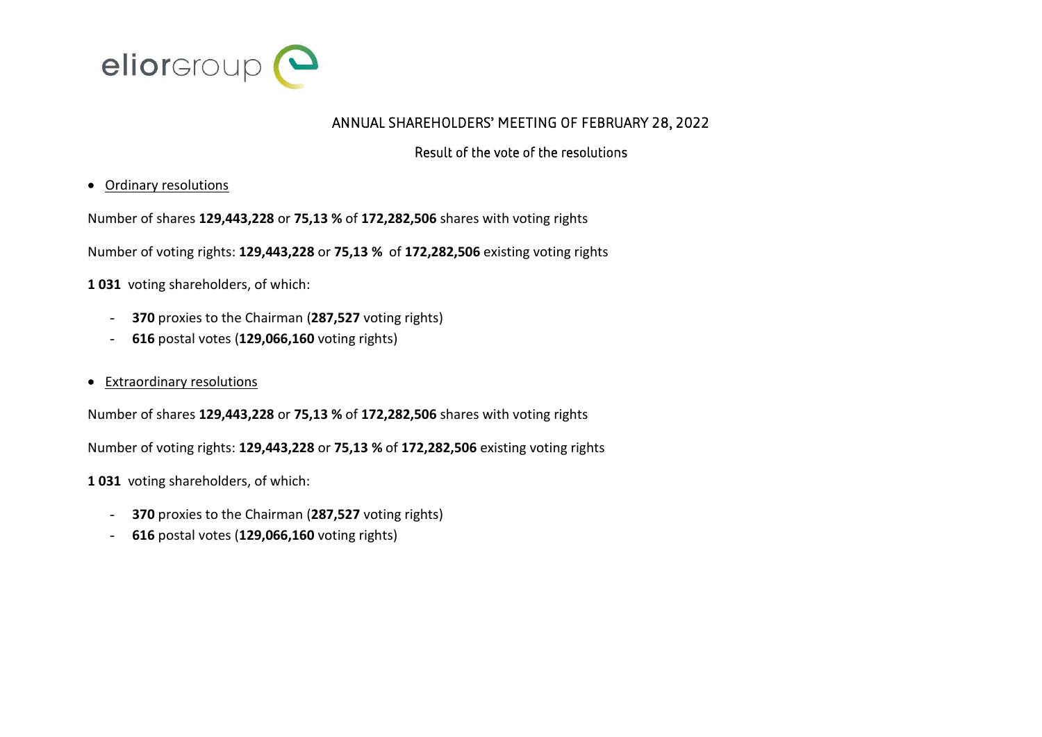eliorgroup

# ANNUAL SHAREHOLDERS' MEETING OF FEBRUARY 28, 2022

## Result of the vote of the resolutions

- <u>Ordinary resolutions</u>

Number of shares **129,443,228** or **75,13 %** of **172,282,506** shares with voting rights

Number of voting rights: **129,443,228** or **75,13 %** of **172,282,506** existing voting rights

**1 031** voting shareholders, of which:

- **370** proxies to the Chairman (**287,527** voting rights)
- **616** postal votes (**129,066,160** voting rights)

- <u>Extraordinary resolutions</u>

Number of shares **129,443,228** or **75,13 %** of **172,282,506** shares with voting rights

Number of voting rights: **129,443,228** or **75,13 %** of **172,282,506** existing voting rights

**1 031** voting shareholders, of which:

- **370** proxies to the Chairman (**287,527** voting rights)
- **616** postal votes (**129,066,160** voting rights)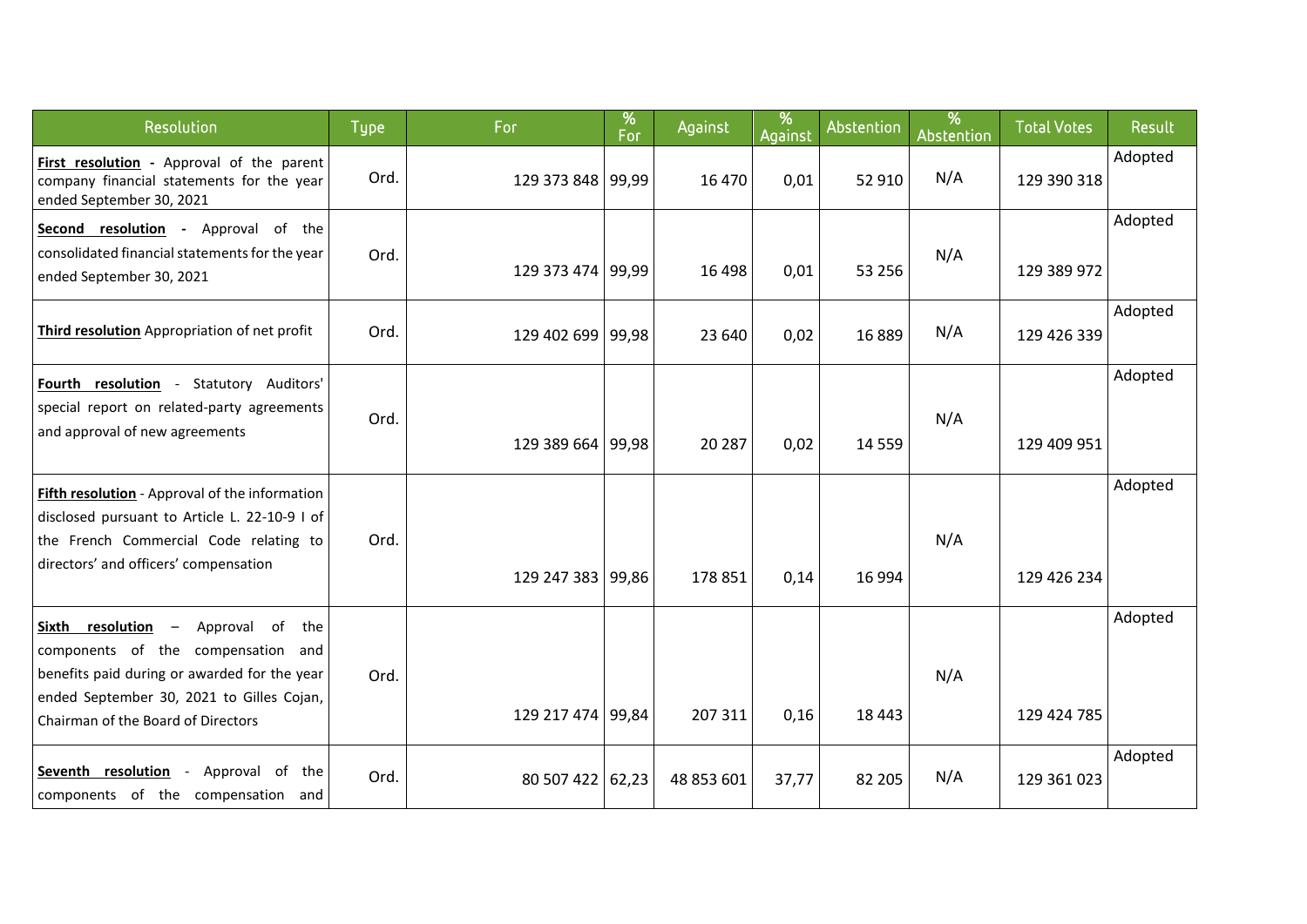| Resolution | Type | For | % For | Against | % Against | Abstention | % Abstention | Total Votes | Result |
|---|---|---|---|---|---|---|---|---|---|
| **First resolution** - Approval of the parent company financial statements for the year ended September 30, 2021 | Ord. | 129 373 848 | 99,99 | 16 470 | 0,01 | 52 910 | N/A | 129 390 318 | Adopted |
| **Second resolution** - Approval of the consolidated financial statements for the year ended September 30, 2021 | Ord. | 129 373 474 | 99,99 | 16 498 | 0,01 | 53 256 | N/A | 129 389 972 | Adopted |
| **Third resolution** Appropriation of net profit | Ord. | 129 402 699 | 99,98 | 23 640 | 0,02 | 16 889 | N/A | 129 426 339 | Adopted |
| **Fourth resolution** - Statutory Auditors' special report on related-party agreements and approval of new agreements | Ord. | 129 389 664 | 99,98 | 20 287 | 0,02 | 14 559 | N/A | 129 409 951 | Adopted |
| **Fifth resolution** - Approval of the information disclosed pursuant to Article L. 22-10-9 I of the French Commercial Code relating to directors' and officers' compensation | Ord. | 129 247 383 | 99,86 | 178 851 | 0,14 | 16 994 | N/A | 129 426 234 | Adopted |
| **Sixth resolution** – Approval of the components of the compensation and benefits paid during or awarded for the year ended September 30, 2021 to Gilles Cojan, Chairman of the Board of Directors | Ord. | 129 217 474 | 99,84 | 207 311 | 0,16 | 18 443 | N/A | 129 424 785 | Adopted |
| **Seventh resolution** - Approval of the components of the compensation and | Ord. | 80 507 422 | 62,23 | 48 853 601 | 37,77 | 82 205 | N/A | 129 361 023 | Adopted |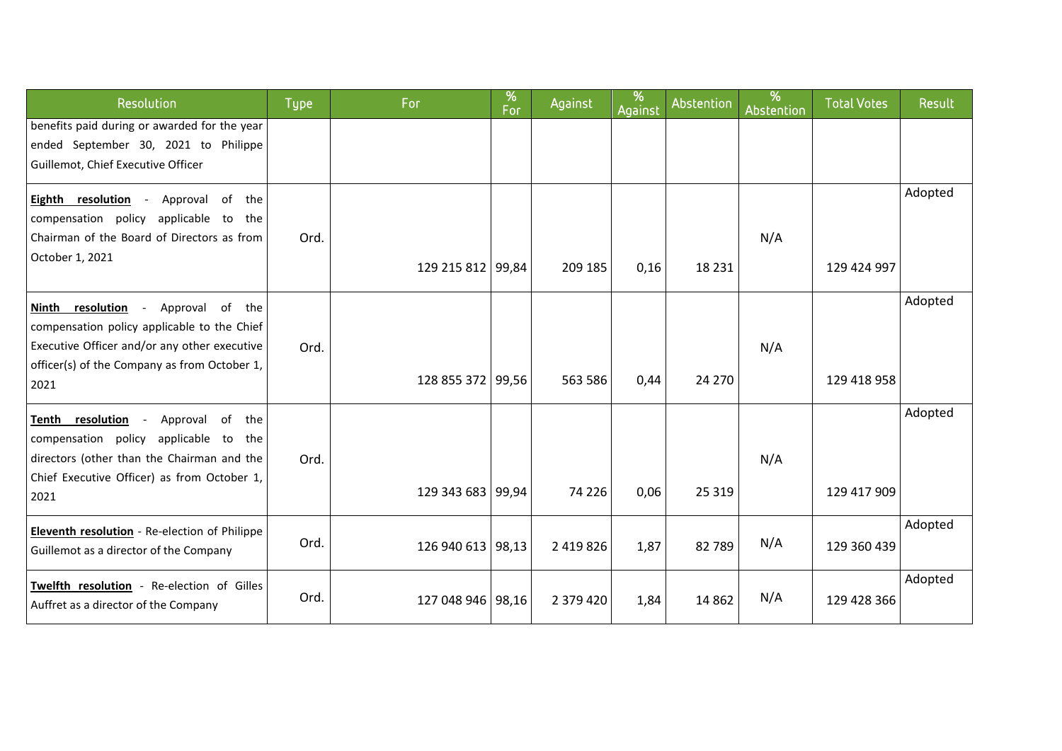| Resolution | Type | For | % For | Against | % Against | Abstention | % Abstention | Total Votes | Result |
|---|---|---|---|---|---|---|---|---|---|
| benefits paid during or awarded for the year ended September 30, 2021 to Philippe Guillemot, Chief Executive Officer | | | | | | | | | |
| **Eighth resolution** - Approval of the compensation policy applicable to the Chairman of the Board of Directors as from October 1, 2021 | Ord. | 129 215 812 | 99,84 | 209 185 | 0,16 | 18 231 | N/A | 129 424 997 | Adopted |
| **Ninth resolution** - Approval of the compensation policy applicable to the Chief Executive Officer and/or any other executive officer(s) of the Company as from October 1, 2021 | Ord. | 128 855 372 | 99,56 | 563 586 | 0,44 | 24 270 | N/A | 129 418 958 | Adopted |
| **Tenth resolution** - Approval of the compensation policy applicable to the directors (other than the Chairman and the Chief Executive Officer) as from October 1, 2021 | Ord. | 129 343 683 | 99,94 | 74 226 | 0,06 | 25 319 | N/A | 129 417 909 | Adopted |
| **Eleventh resolution** - Re-election of Philippe Guillemot as a director of the Company | Ord. | 126 940 613 | 98,13 | 2 419 826 | 1,87 | 82 789 | N/A | 129 360 439 | Adopted |
| **Twelfth resolution** - Re-election of Gilles Auffret as a director of the Company | Ord. | 127 048 946 | 98,16 | 2 379 420 | 1,84 | 14 862 | N/A | 129 428 366 | Adopted |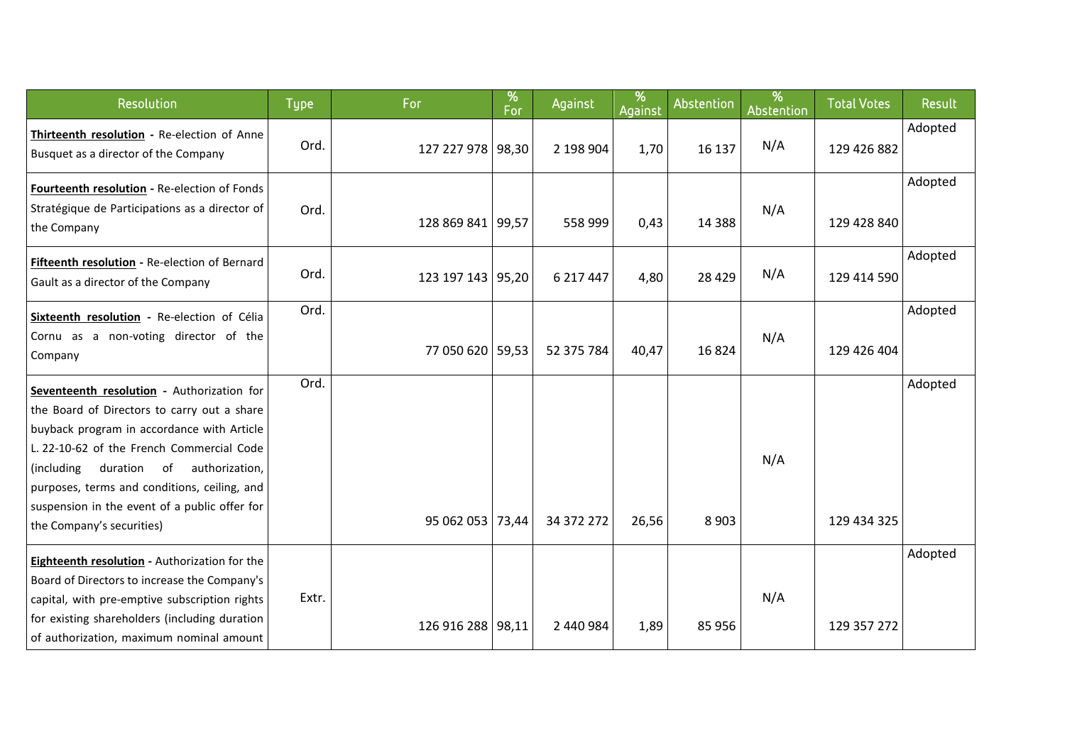| Resolution | Type | For | % For | Against | % Against | Abstention | % Abstention | Total Votes | Result |
|---|---|---|---|---|---|---|---|---|---|
| **Thirteenth resolution** - Re-election of Anne Busquet as a director of the Company | Ord. | 127 227 978 | 98,30 | 2 198 904 | 1,70 | 16 137 | N/A | 129 426 882 | Adopted |
| **Fourteenth resolution** - Re-election of Fonds Stratégique de Participations as a director of the Company | Ord. | 128 869 841 | 99,57 | 558 999 | 0,43 | 14 388 | N/A | 129 428 840 | Adopted |
| **Fifteenth resolution** - Re-election of Bernard Gault as a director of the Company | Ord. | 123 197 143 | 95,20 | 6 217 447 | 4,80 | 28 429 | N/A | 129 414 590 | Adopted |
| **Sixteenth resolution** - Re-election of Célia Cornu as a non-voting director of the Company | Ord. | 77 050 620 | 59,53 | 52 375 784 | 40,47 | 16 824 | N/A | 129 426 404 | Adopted |
| **Seventeenth resolution** - Authorization for the Board of Directors to carry out a share buyback program in accordance with Article L. 22-10-62 of the French Commercial Code (including duration of authorization, purposes, terms and conditions, ceiling, and suspension in the event of a public offer for the Company's securities) | Ord. | 95 062 053 | 73,44 | 34 372 272 | 26,56 | 8 903 | N/A | 129 434 325 | Adopted |
| **Eighteenth resolution** - Authorization for the Board of Directors to increase the Company's capital, with pre-emptive subscription rights for existing shareholders (including duration of authorization, maximum nominal amount | Extr. | 126 916 288 | 98,11 | 2 440 984 | 1,89 | 85 956 | N/A | 129 357 272 | Adopted |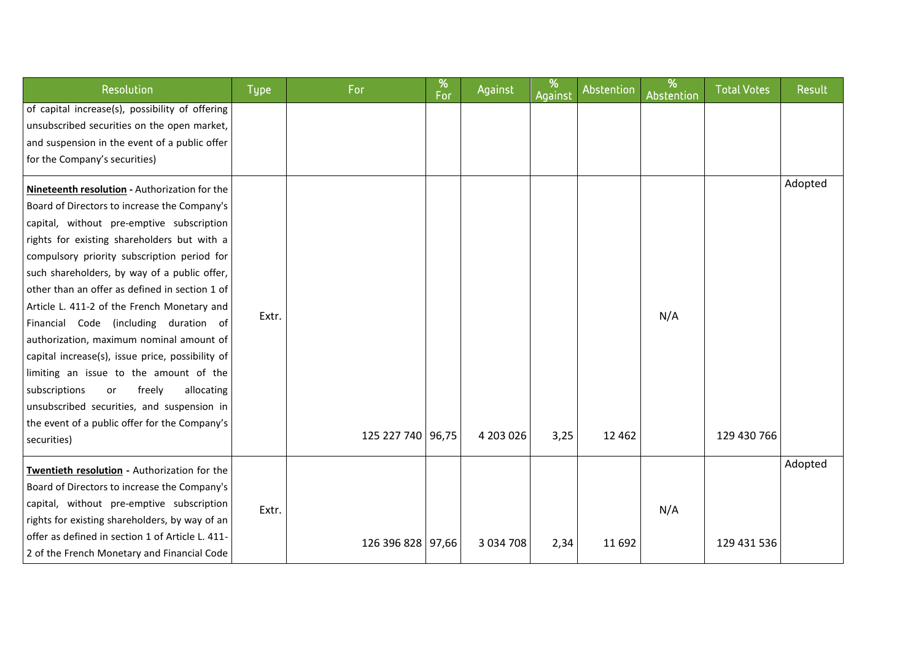| Resolution | Type | For | % For | Against | % Against | Abstention | % Abstention | Total Votes | Result |
|---|---|---|---|---|---|---|---|---|---|
| of capital increase(s), possibility of offering unsubscribed securities on the open market, and suspension in the event of a public offer for the Company's securities) | | | | | | | | | |
| **Nineteenth resolution** - Authorization for the Board of Directors to increase the Company's capital, without pre-emptive subscription rights for existing shareholders but with a compulsory priority subscription period for such shareholders, by way of a public offer, other than an offer as defined in section 1 of Article L. 411-2 of the French Monetary and Financial Code (including duration of authorization, maximum nominal amount of capital increase(s), issue price, possibility of limiting an issue to the amount of the subscriptions or freely allocating unsubscribed securities, and suspension in the event of a public offer for the Company's securities) | Extr. | 125 227 740 | 96,75 | 4 203 026 | 3,25 | 12 462 | N/A | 129 430 766 | Adopted |
| **Twentieth resolution** - Authorization for the Board of Directors to increase the Company's capital, without pre-emptive subscription rights for existing shareholders, by way of an offer as defined in section 1 of Article L. 411-2 of the French Monetary and Financial Code | Extr. | 126 396 828 | 97,66 | 3 034 708 | 2,34 | 11 692 | N/A | 129 431 536 | Adopted |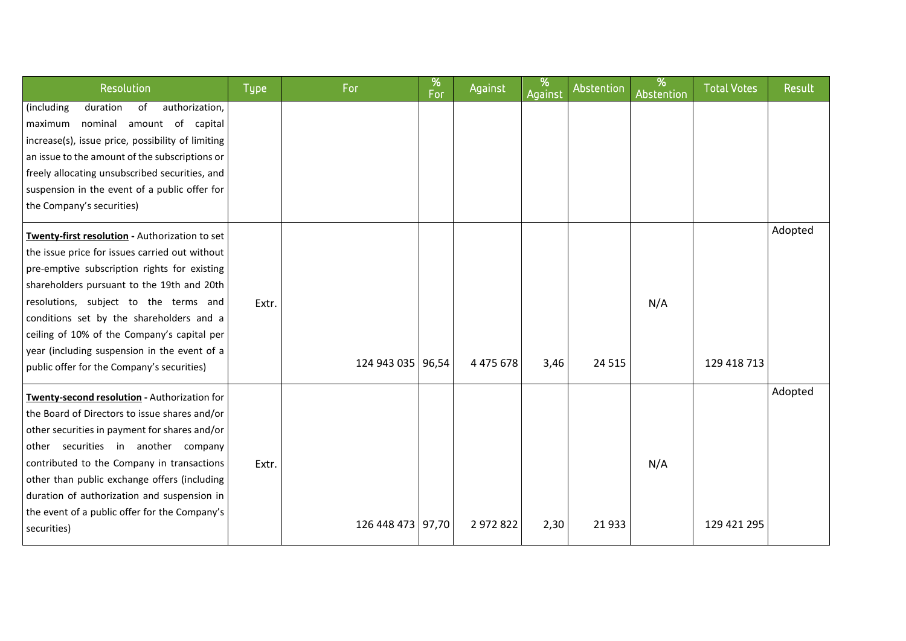| Resolution | Type | For | % For | Against | % Against | Abstention | % Abstention | Total Votes | Result |
|---|---|---|---|---|---|---|---|---|---|
| (including duration of authorization, maximum nominal amount of capital increase(s), issue price, possibility of limiting an issue to the amount of the subscriptions or freely allocating unsubscribed securities, and suspension in the event of a public offer for the Company's securities) | | | | | | | | | |
| **Twenty-first resolution** - Authorization to set the issue price for issues carried out without pre-emptive subscription rights for existing shareholders pursuant to the 19th and 20th resolutions, subject to the terms and conditions set by the shareholders and a ceiling of 10% of the Company's capital per year (including suspension in the event of a public offer for the Company's securities) | Extr. | 124 943 035 | 96,54 | 4 475 678 | 3,46 | 24 515 | N/A | 129 418 713 | Adopted |
| **Twenty-second resolution** - Authorization for the Board of Directors to issue shares and/or other securities in payment for shares and/or other securities in another company contributed to the Company in transactions other than public exchange offers (including duration of authorization and suspension in the event of a public offer for the Company's securities) | Extr. | 126 448 473 | 97,70 | 2 972 822 | 2,30 | 21 933 | N/A | 129 421 295 | Adopted |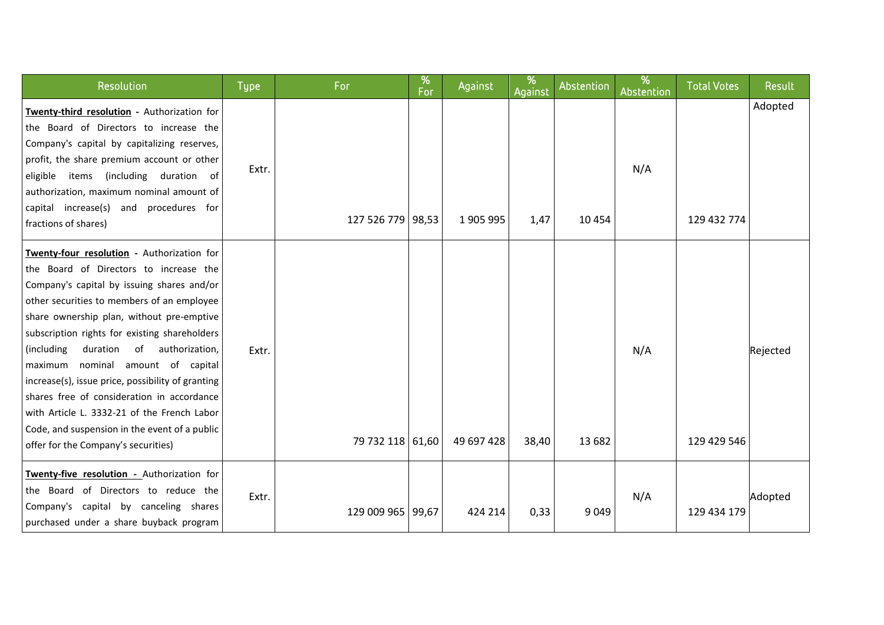| Resolution | Type | For | % For | Against | % Against | Abstention | % Abstention | Total Votes | Result |
|---|---|---|---|---|---|---|---|---|---|
| **Twenty-third resolution** - Authorization for the Board of Directors to increase the Company's capital by capitalizing reserves, profit, the share premium account or other eligible items (including duration of authorization, maximum nominal amount of capital increase(s) and procedures for fractions of shares) | Extr. | 127 526 779 | 98,53 | 1 905 995 | 1,47 | 10 454 | N/A | 129 432 774 | Adopted |
| **Twenty-four resolution** - Authorization for the Board of Directors to increase the Company's capital by issuing shares and/or other securities to members of an employee share ownership plan, without pre-emptive subscription rights for existing shareholders (including duration of authorization, maximum nominal amount of capital increase(s), issue price, possibility of granting shares free of consideration in accordance with Article L. 3332-21 of the French Labor Code, and suspension in the event of a public offer for the Company's securities) | Extr. | 79 732 118 | 61,60 | 49 697 428 | 38,40 | 13 682 | N/A | 129 429 546 | Rejected |
| **Twenty-five resolution** - Authorization for the Board of Directors to reduce the Company's capital by canceling shares purchased under a share buyback program | Extr. | 129 009 965 | 99,67 | 424 214 | 0,33 | 9 049 | N/A | 129 434 179 | Adopted |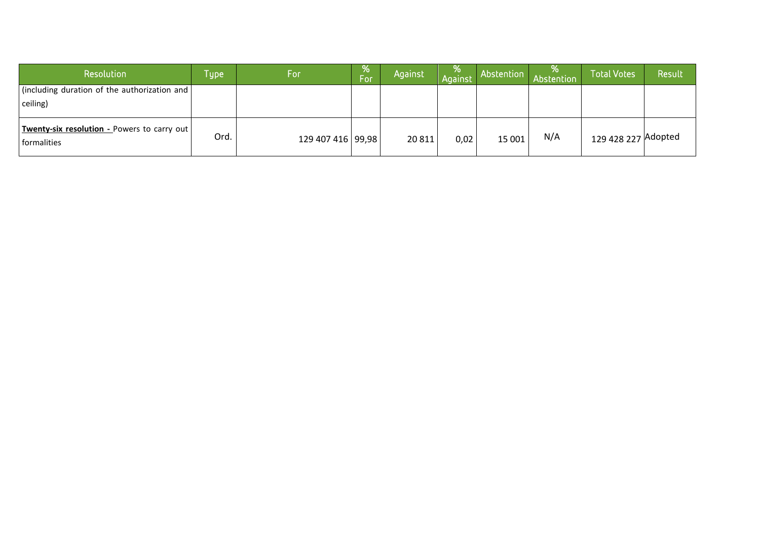| Resolution | Type | For | % For | Against | % Against | Abstention | % Abstention | Total Votes | Result |
|---|---|---|---|---|---|---|---|---|---|
| (including duration of the authorization and ceiling) | | | | | | | | | |
| **Twenty-six resolution -** Powers to carry out formalities | Ord. | 129 407 416 | 99,98 | 20 811 | 0,02 | 15 001 | N/A | 129 428 227 | Adopted |